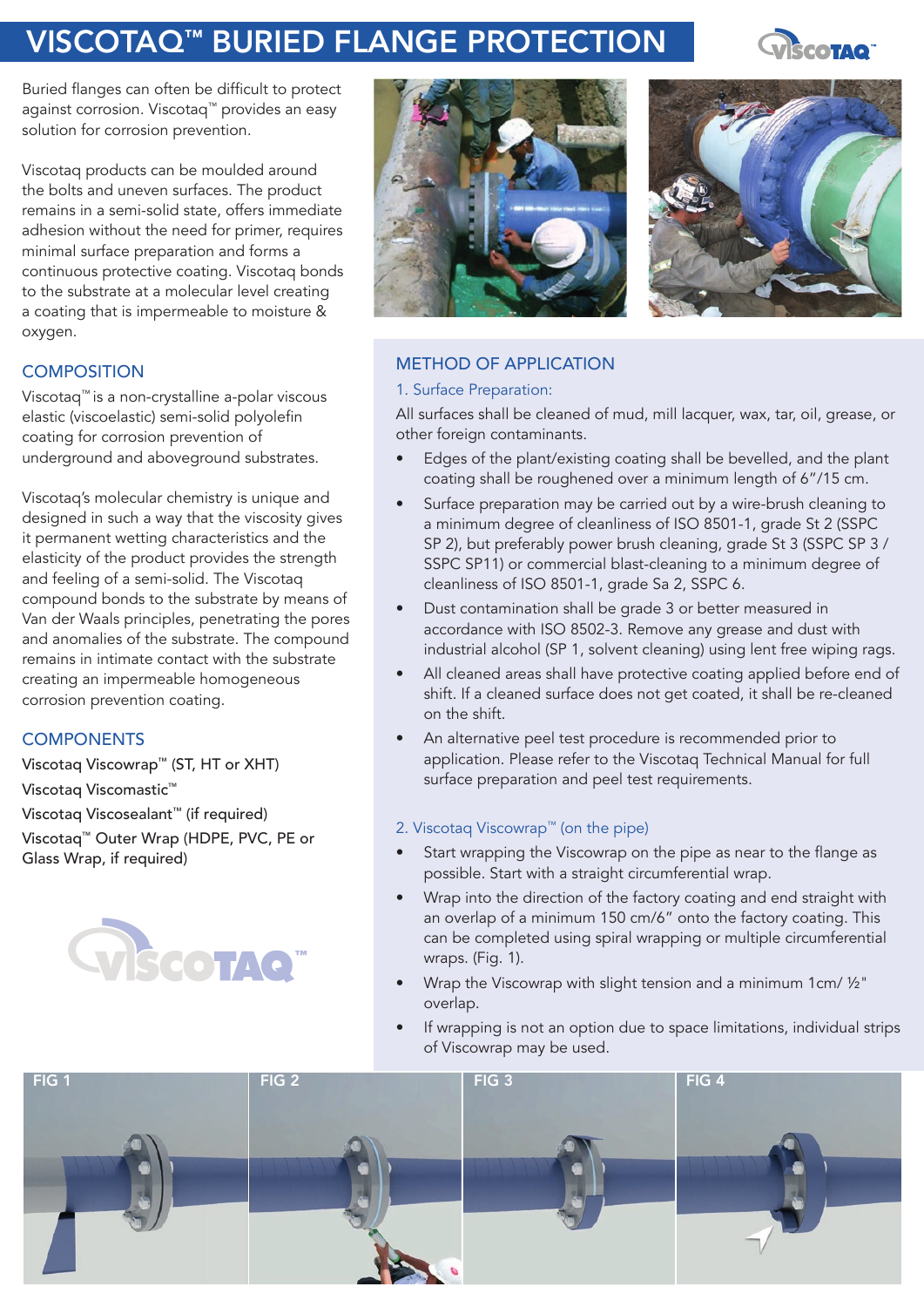# VISCOTAQ™ BURIED FLANGE PROTECTION

Buried flanges can often be difficult to protect against corrosion. Viscotaq™ provides an easy solution for corrosion prevention.

Viscotaq products can be moulded around the bolts and uneven surfaces. The product remains in a semi-solid state, offers immediate adhesion without the need for primer, requires minimal surface preparation and forms a continuous protective coating. Viscotaq bonds to the substrate at a molecular level creating a coating that is impermeable to moisture & oxygen.

## COMPOSITION

Viscotaq™ is a non-crystalline a-polar viscous elastic (viscoelastic) semi-solid polyolefin coating for corrosion prevention of underground and aboveground substrates.

Viscotaq's molecular chemistry is unique and designed in such a way that the viscosity gives it permanent wetting characteristics and the elasticity of the product provides the strength and feeling of a semi-solid. The Viscotaq compound bonds to the substrate by means of Van der Waals principles, penetrating the pores and anomalies of the substrate. The compound remains in intimate contact with the substrate creating an impermeable homogeneous corrosion prevention coating.

## COMPONENTS

Viscotaq Viscowrap™ (ST, HT or XHT)
Viscotaq Viscomastic™
Viscotaq Viscosealant™ (if required)
Viscotaq™ Outer Wrap (HDPE, PVC, PE or Glass Wrap, if required)

## METHOD OF APPLICATION

### 1. Surface Preparation:

All surfaces shall be cleaned of mud, mill lacquer, wax, tar, oil, grease, or other foreign contaminants.

- Edges of the plant/existing coating shall be bevelled, and the plant coating shall be roughened over a minimum length of 6"/15 cm.
- Surface preparation may be carried out by a wire-brush cleaning to a minimum degree of cleanliness of ISO 8501-1, grade St 2 (SSPC SP 2), but preferably power brush cleaning, grade St 3 (SSPC SP 3 / SSPC SP11) or commercial blast-cleaning to a minimum degree of cleanliness of ISO 8501-1, grade Sa 2, SSPC 6.
- Dust contamination shall be grade 3 or better measured in accordance with ISO 8502-3. Remove any grease and dust with industrial alcohol (SP 1, solvent cleaning) using lent free wiping rags.
- All cleaned areas shall have protective coating applied before end of shift. If a cleaned surface does not get coated, it shall be re-cleaned on the shift.
- An alternative peel test procedure is recommended prior to application. Please refer to the Viscotaq Technical Manual for full surface preparation and peel test requirements.

### 2. Viscotaq Viscowrap™ (on the pipe)

- Start wrapping the Viscowrap on the pipe as near to the flange as possible. Start with a straight circumferential wrap.
- Wrap into the direction of the factory coating and end straight with an overlap of a minimum 150 cm/6" onto the factory coating. This can be completed using spiral wrapping or multiple circumferential wraps. (Fig. 1).
- Wrap the Viscowrap with slight tension and a minimum 1cm/ ½" overlap.
- If wrapping is not an option due to space limitations, individual strips of Viscowrap may be used.

FIG 1

FIG 2

FIG 3

FIG 4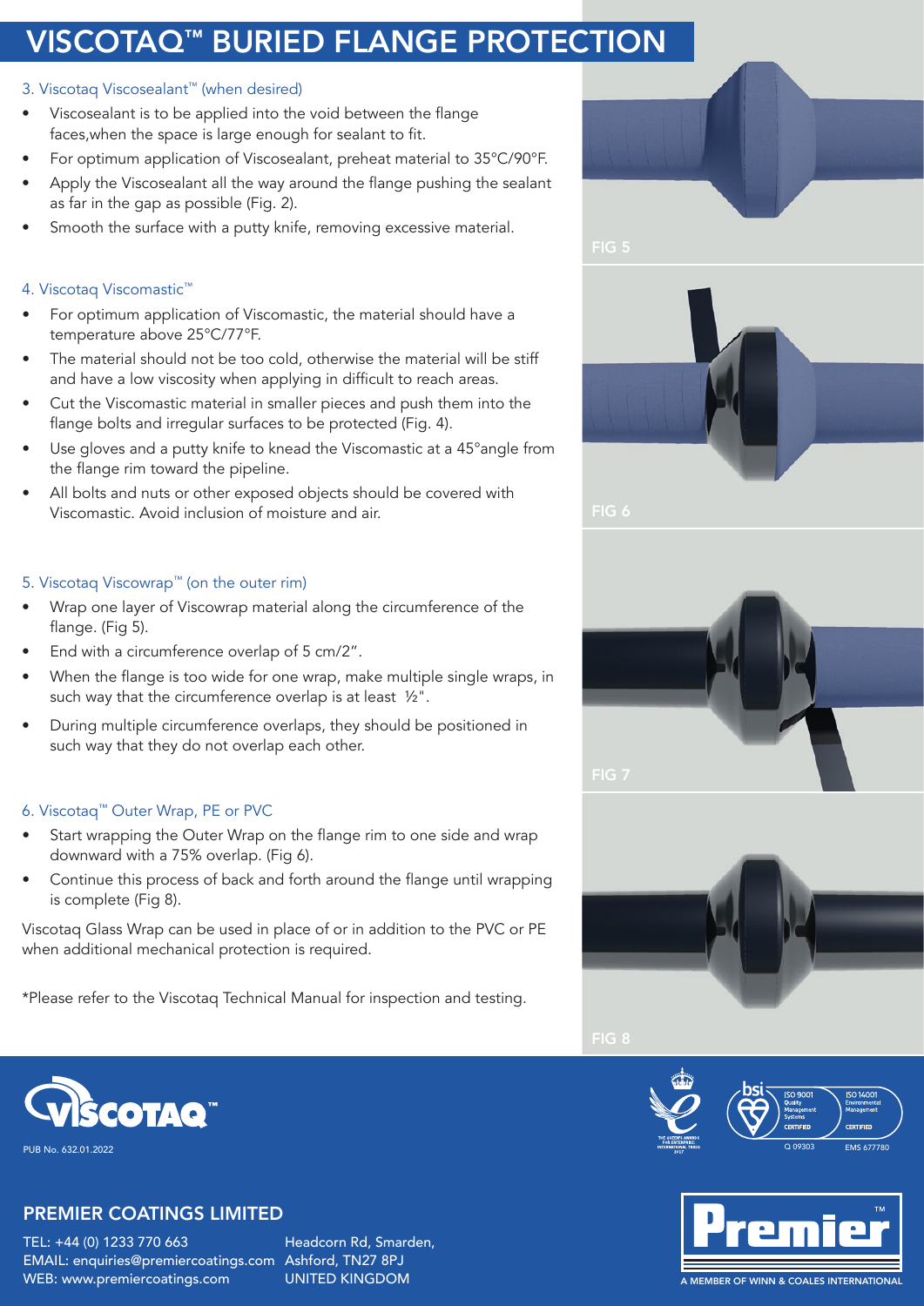# VISCOTAQ™ BURIED FLANGE PROTECTION

3. Viscotaq Viscosealant™ (when desired)

- Viscosealant is to be applied into the void between the flange faces,when the space is large enough for sealant to fit.
- For optimum application of Viscosealant, preheat material to 35°C/90°F.
- Apply the Viscosealant all the way around the flange pushing the sealant as far in the gap as possible (Fig. 2).
- Smooth the surface with a putty knife, removing excessive material.

4. Viscotaq Viscomastic™

- For optimum application of Viscomastic, the material should have a temperature above 25°C/77°F.
- The material should not be too cold, otherwise the material will be stiff and have a low viscosity when applying in difficult to reach areas.
- Cut the Viscomastic material in smaller pieces and push them into the flange bolts and irregular surfaces to be protected (Fig. 4).
- Use gloves and a putty knife to knead the Viscomastic at a 45°angle from the flange rim toward the pipeline.
- All bolts and nuts or other exposed objects should be covered with Viscomastic. Avoid inclusion of moisture and air.

5. Viscotaq Viscowrap™ (on the outer rim)

- Wrap one layer of Viscowrap material along the circumference of the flange. (Fig 5).
- End with a circumference overlap of 5 cm/2".
- When the flange is too wide for one wrap, make multiple single wraps, in such way that the circumference overlap is at least ½".
- During multiple circumference overlaps, they should be positioned in such way that they do not overlap each other.

6. Viscotaq™ Outer Wrap, PE or PVC

- Start wrapping the Outer Wrap on the flange rim to one side and wrap downward with a 75% overlap. (Fig 6).
- Continue this process of back and forth around the flange until wrapping is complete (Fig 8).

Viscotaq Glass Wrap can be used in place of or in addition to the PVC or PE when additional mechanical protection is required.

*Please refer to the Viscotaq Technical Manual for inspection and testing.

FIG 5

FIG 6

FIG 7

FIG 8

VISCOTAQ™

PUB No. 632.01.2022

ISO 9001 Quality Management Systems CERTIFIED Q 09303

ISO 14001 Environmental Management CERTIFIED EMS 677780

## PREMIER COATINGS LIMITED

TEL: +44 (0) 1233 770 663
EMAIL: enquiries@premiercoatings.com
WEB: www.premiercoatings.com

Headcorn Rd, Smarden,
Ashford, TN27 8PJ
UNITED KINGDOM

Premier™

A MEMBER OF WINN & COALES INTERNATIONAL